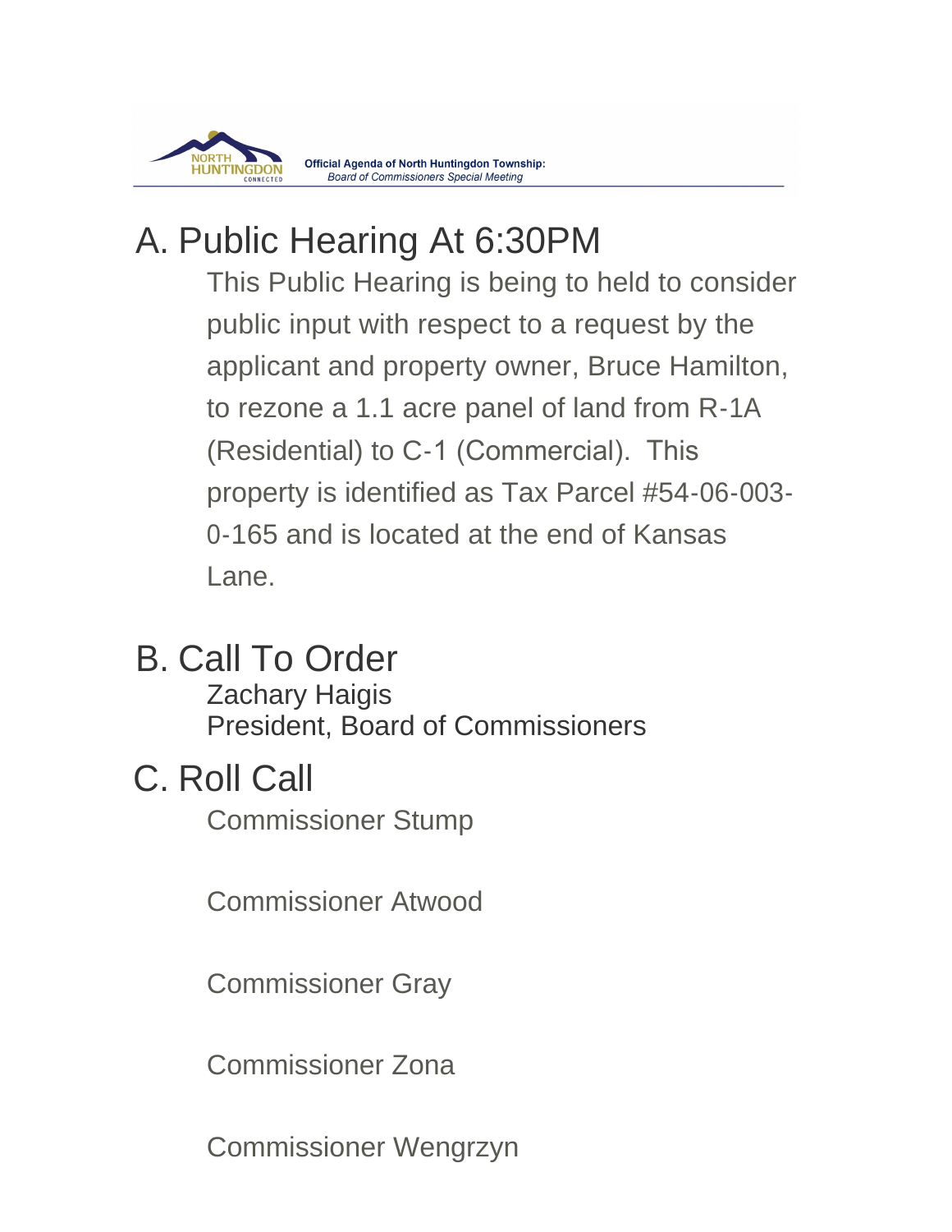**Official Agenda of North Huntingdon Township:**
*Board of Commissioners Special Meeting*

# A. Public Hearing At 6:30PM

This Public Hearing is being to held to consider public input with respect to a request by the applicant and property owner, Bruce Hamilton, to rezone a 1.1 acre panel of land from R-1A (Residential) to C-1 (Commercial). This property is identified as Tax Parcel #54-06-003-0-165 and is located at the end of Kansas Lane.

# B. Call To Order

Zachary Haigis
President, Board of Commissioners

# C. Roll Call

Commissioner Stump

Commissioner Atwood

Commissioner Gray

Commissioner Zona

Commissioner Wengrzyn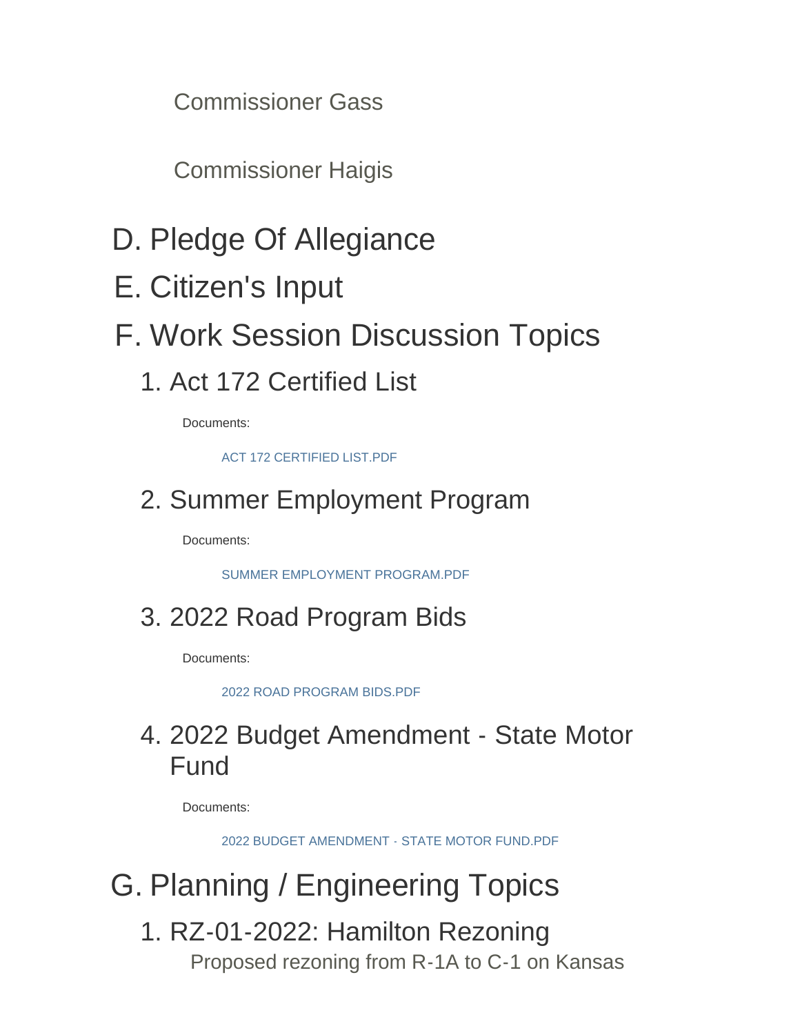Commissioner Gass

Commissioner Haigis

## D. Pledge Of Allegiance

## E. Citizen's Input

## F. Work Session Discussion Topics

### 1. Act 172 Certified List

Documents:

ACT 172 CERTIFIED LIST.PDF

### 2. Summer Employment Program

Documents:

SUMMER EMPLOYMENT PROGRAM.PDF

### 3. 2022 Road Program Bids

Documents:

2022 ROAD PROGRAM BIDS.PDF

### 4. 2022 Budget Amendment - State Motor Fund

Documents:

2022 BUDGET AMENDMENT - STATE MOTOR FUND.PDF

## G. Planning / Engineering Topics

### 1. RZ-01-2022: Hamilton Rezoning

Proposed rezoning from R-1A to C-1 on Kansas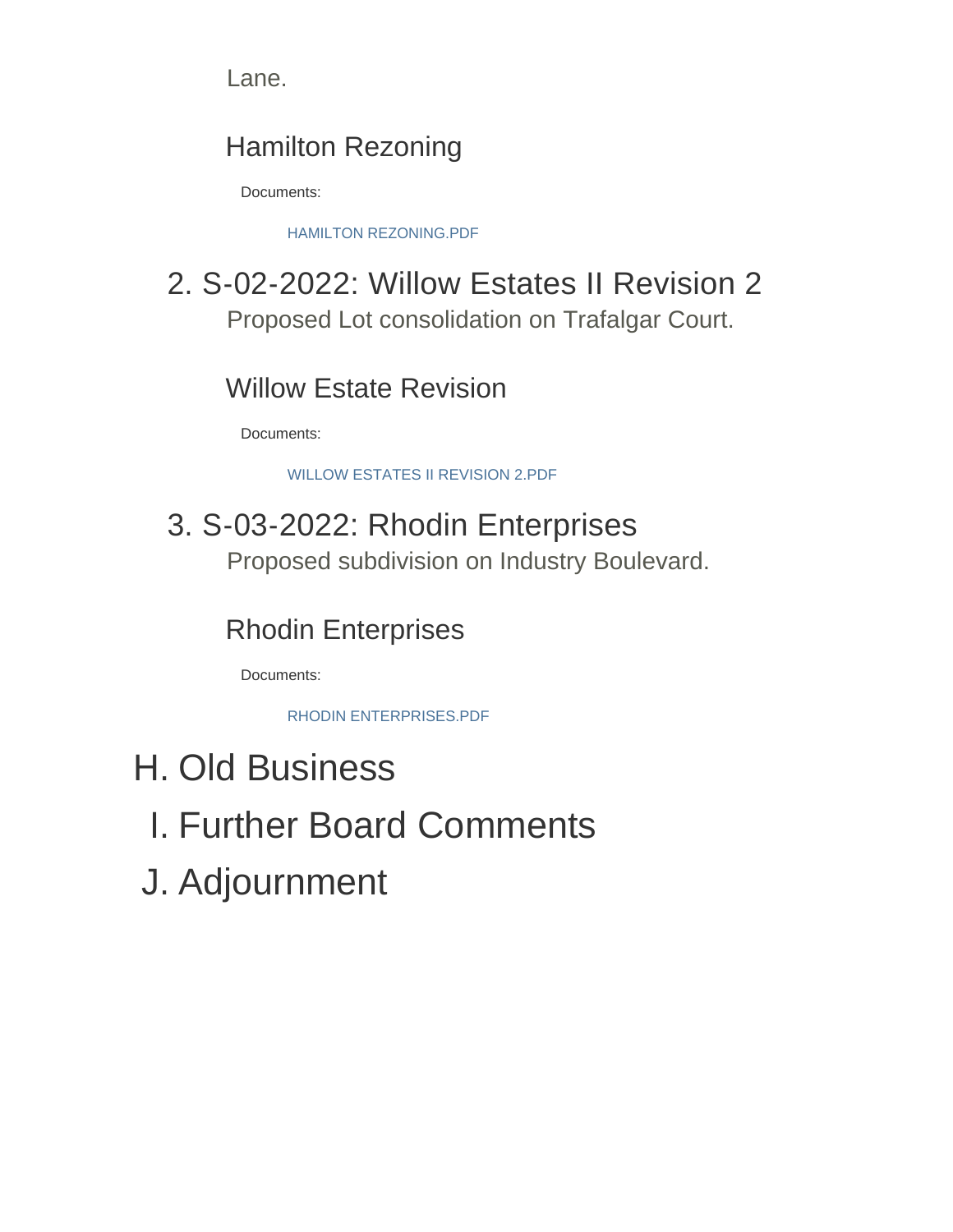Lane.

### Hamilton Rezoning

Documents:

HAMILTON REZONING.PDF

2. S-02-2022: Willow Estates II Revision 2

   Proposed Lot consolidation on Trafalgar Court.

### Willow Estate Revision

Documents:

WILLOW ESTATES II REVISION 2.PDF

3. S-03-2022: Rhodin Enterprises

   Proposed subdivision on Industry Boulevard.

### Rhodin Enterprises

Documents:

RHODIN ENTERPRISES.PDF

## H. Old Business

## I. Further Board Comments

## J. Adjournment